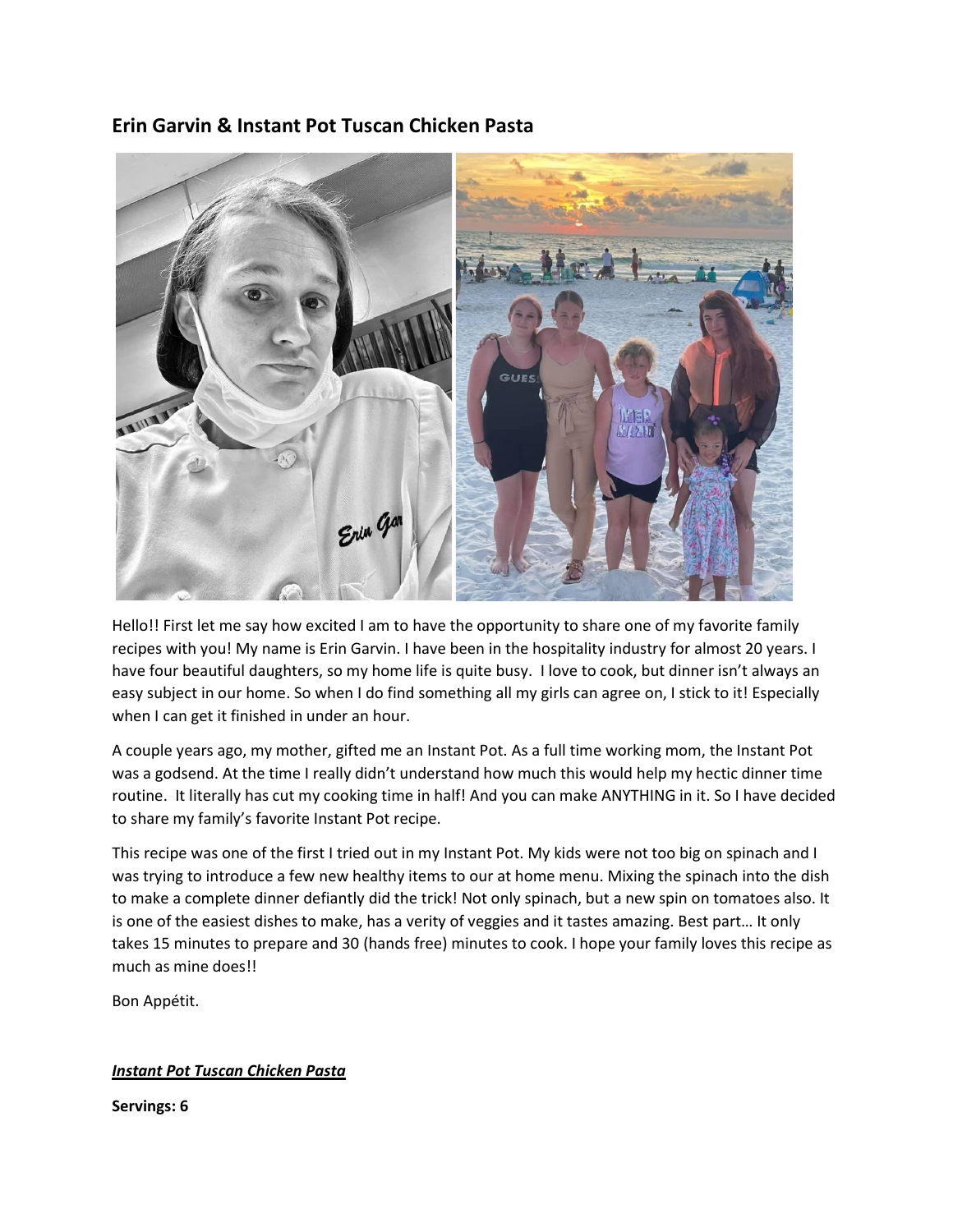## Erin Garvin & Instant Pot Tuscan Chicken Pasta

Hello!! First let me say how excited I am to have the opportunity to share one of my favorite family recipes with you! My name is Erin Garvin. I have been in the hospitality industry for almost 20 years. I have four beautiful daughters, so my home life is quite busy.  I love to cook, but dinner isn't always an easy subject in our home. So when I do find something all my girls can agree on, I stick to it! Especially when I can get it finished in under an hour.

A couple years ago, my mother, gifted me an Instant Pot. As a full time working mom, the Instant Pot was a godsend. At the time I really didn't understand how much this would help my hectic dinner time routine.  It literally has cut my cooking time in half! And you can make ANYTHING in it. So I have decided to share my family's favorite Instant Pot recipe.

This recipe was one of the first I tried out in my Instant Pot. My kids were not too big on spinach and I was trying to introduce a few new healthy items to our at home menu. Mixing the spinach into the dish to make a complete dinner defiantly did the trick! Not only spinach, but a new spin on tomatoes also. It is one of the easiest dishes to make, has a verity of veggies and it tastes amazing. Best part… It only takes 15 minutes to prepare and 30 (hands free) minutes to cook. I hope your family loves this recipe as much as mine does!!

Bon Appétit.

***<u>Instant Pot Tuscan Chicken Pasta</u>***

**Servings: 6**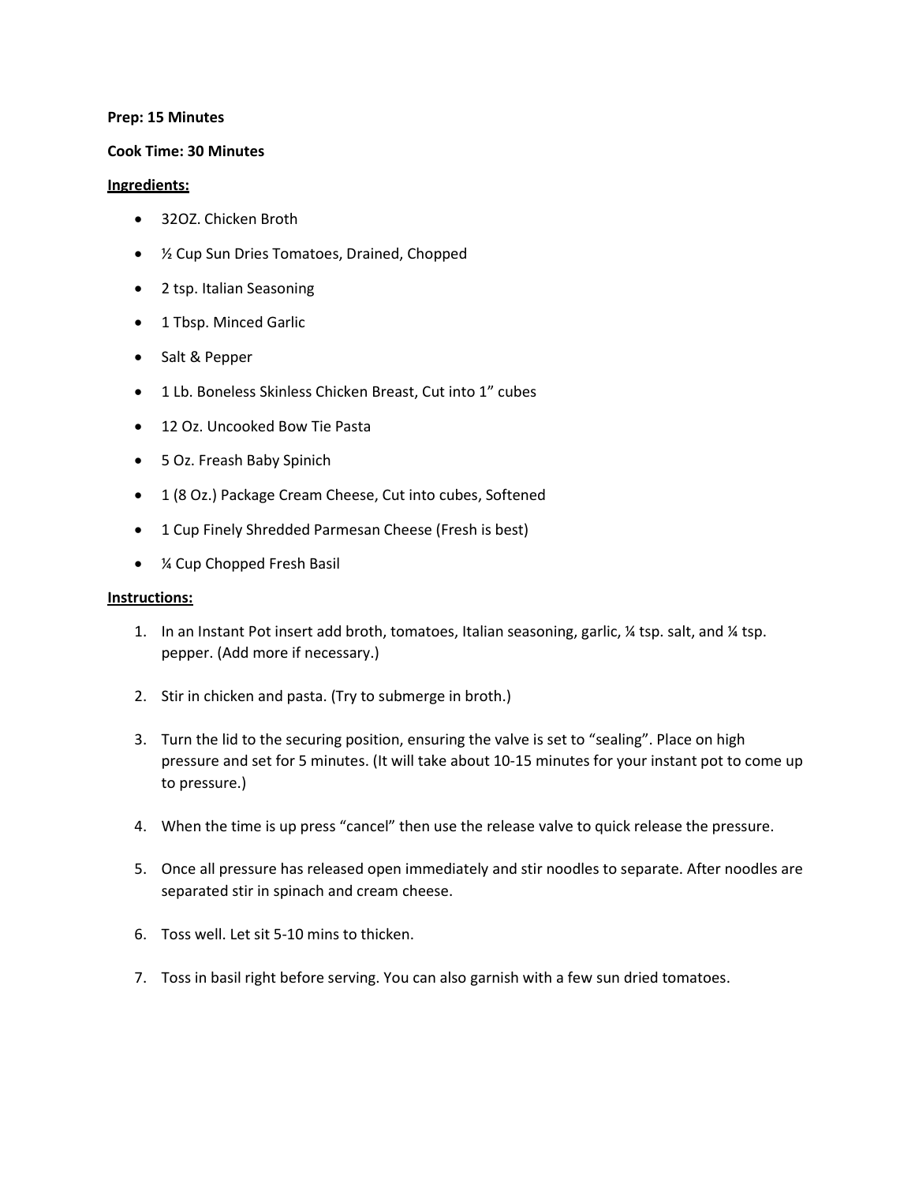**Prep: 15 Minutes**

**Cook Time: 30 Minutes**

**<u>Ingredients:</u>**

- 32OZ. Chicken Broth
- ½ Cup Sun Dries Tomatoes, Drained, Chopped
- 2 tsp. Italian Seasoning
- 1 Tbsp. Minced Garlic
- Salt & Pepper
- 1 Lb. Boneless Skinless Chicken Breast, Cut into 1" cubes
- 12 Oz. Uncooked Bow Tie Pasta
- 5 Oz. Freash Baby Spinich
- 1 (8 Oz.) Package Cream Cheese, Cut into cubes, Softened
- 1 Cup Finely Shredded Parmesan Cheese (Fresh is best)
- ¼ Cup Chopped Fresh Basil

**<u>Instructions:</u>**

1. In an Instant Pot insert add broth, tomatoes, Italian seasoning, garlic, ¼ tsp. salt, and ¼ tsp. pepper. (Add more if necessary.)
2. Stir in chicken and pasta. (Try to submerge in broth.)
3. Turn the lid to the securing position, ensuring the valve is set to "sealing". Place on high pressure and set for 5 minutes. (It will take about 10-15 minutes for your instant pot to come up to pressure.)
4. When the time is up press "cancel" then use the release valve to quick release the pressure.
5. Once all pressure has released open immediately and stir noodles to separate. After noodles are separated stir in spinach and cream cheese.
6. Toss well. Let sit 5-10 mins to thicken.
7. Toss in basil right before serving. You can also garnish with a few sun dried tomatoes.